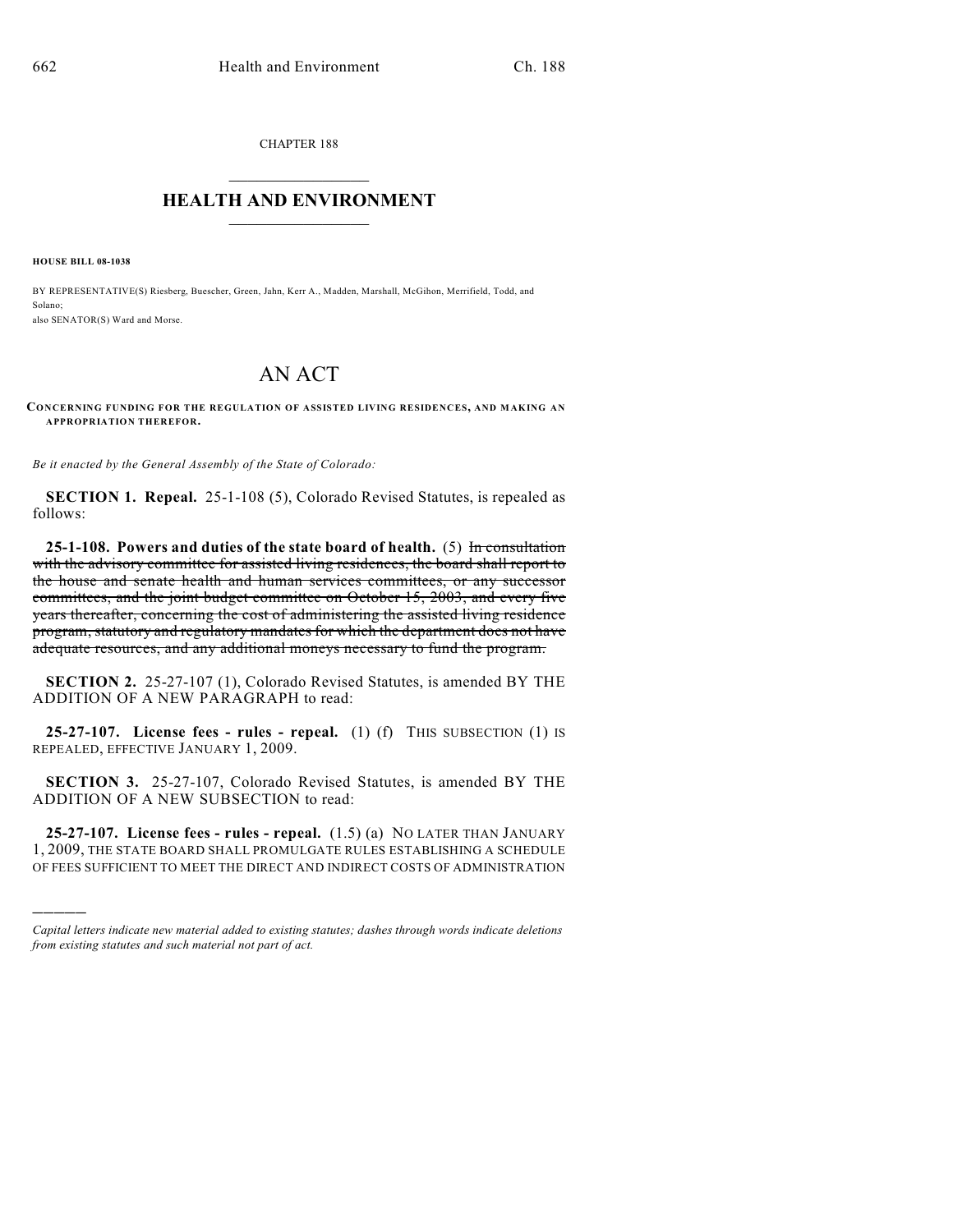CHAPTER 188

# HEALTH AND ENVIRONMENT

**HOUSE BILL 08-1038**

BY REPRESENTATIVE(S) Riesberg, Buescher, Green, Jahn, Kerr A., Madden, Marshall, McGihon, Merrifield, Todd, and Solano;
also SENATOR(S) Ward and Morse.

# AN ACT

**CONCERNING FUNDING FOR THE REGULATION OF ASSISTED LIVING RESIDENCES, AND MAKING AN APPROPRIATION THEREFOR.**

*Be it enacted by the General Assembly of the State of Colorado:*

**SECTION 1. Repeal.** 25-1-108 (5), Colorado Revised Statutes, is repealed as follows:

**25-1-108. Powers and duties of the state board of health.** (5) ~~In consultation with the advisory committee for assisted living residences, the board shall report to the house and senate health and human services committees, or any successor committees, and the joint budget committee on October 15, 2003, and every five years thereafter, concerning the cost of administering the assisted living residence program, statutory and regulatory mandates for which the department does not have adequate resources, and any additional moneys necessary to fund the program.~~

**SECTION 2.** 25-27-107 (1), Colorado Revised Statutes, is amended BY THE ADDITION OF A NEW PARAGRAPH to read:

**25-27-107. License fees - rules - repeal.** (1) (f) THIS SUBSECTION (1) IS REPEALED, EFFECTIVE JANUARY 1, 2009.

**SECTION 3.** 25-27-107, Colorado Revised Statutes, is amended BY THE ADDITION OF A NEW SUBSECTION to read:

**25-27-107. License fees - rules - repeal.** (1.5) (a) NO LATER THAN JANUARY 1, 2009, THE STATE BOARD SHALL PROMULGATE RULES ESTABLISHING A SCHEDULE OF FEES SUFFICIENT TO MEET THE DIRECT AND INDIRECT COSTS OF ADMINISTRATION

---

*Capital letters indicate new material added to existing statutes; dashes through words indicate deletions from existing statutes and such material not part of act.*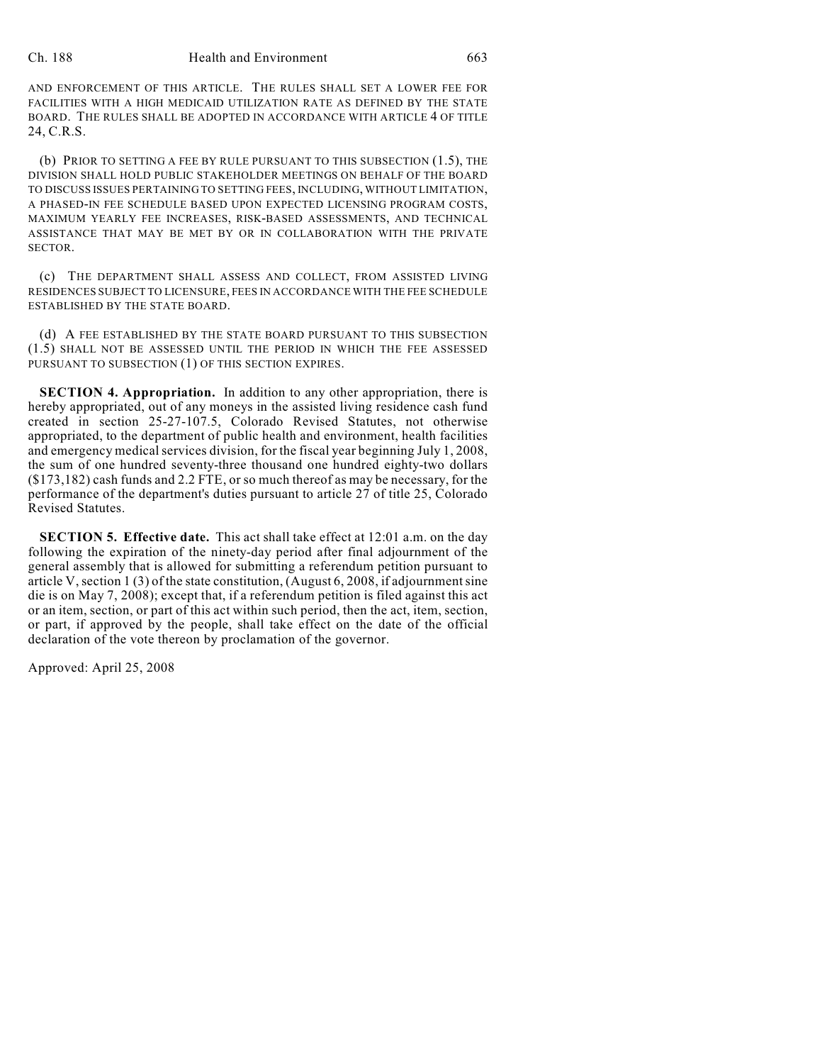AND ENFORCEMENT OF THIS ARTICLE. THE RULES SHALL SET A LOWER FEE FOR FACILITIES WITH A HIGH MEDICAID UTILIZATION RATE AS DEFINED BY THE STATE BOARD. THE RULES SHALL BE ADOPTED IN ACCORDANCE WITH ARTICLE 4 OF TITLE 24, C.R.S.

(b) PRIOR TO SETTING A FEE BY RULE PURSUANT TO THIS SUBSECTION (1.5), THE DIVISION SHALL HOLD PUBLIC STAKEHOLDER MEETINGS ON BEHALF OF THE BOARD TO DISCUSS ISSUES PERTAINING TO SETTING FEES, INCLUDING, WITHOUT LIMITATION, A PHASED-IN FEE SCHEDULE BASED UPON EXPECTED LICENSING PROGRAM COSTS, MAXIMUM YEARLY FEE INCREASES, RISK-BASED ASSESSMENTS, AND TECHNICAL ASSISTANCE THAT MAY BE MET BY OR IN COLLABORATION WITH THE PRIVATE SECTOR.

(c) THE DEPARTMENT SHALL ASSESS AND COLLECT, FROM ASSISTED LIVING RESIDENCES SUBJECT TO LICENSURE, FEES IN ACCORDANCE WITH THE FEE SCHEDULE ESTABLISHED BY THE STATE BOARD.

(d) A FEE ESTABLISHED BY THE STATE BOARD PURSUANT TO THIS SUBSECTION (1.5) SHALL NOT BE ASSESSED UNTIL THE PERIOD IN WHICH THE FEE ASSESSED PURSUANT TO SUBSECTION (1) OF THIS SECTION EXPIRES.

**SECTION 4. Appropriation.** In addition to any other appropriation, there is hereby appropriated, out of any moneys in the assisted living residence cash fund created in section 25-27-107.5, Colorado Revised Statutes, not otherwise appropriated, to the department of public health and environment, health facilities and emergency medical services division, for the fiscal year beginning July 1, 2008, the sum of one hundred seventy-three thousand one hundred eighty-two dollars ($173,182) cash funds and 2.2 FTE, or so much thereof as may be necessary, for the performance of the department's duties pursuant to article 27 of title 25, Colorado Revised Statutes.

**SECTION 5. Effective date.** This act shall take effect at 12:01 a.m. on the day following the expiration of the ninety-day period after final adjournment of the general assembly that is allowed for submitting a referendum petition pursuant to article V, section 1 (3) of the state constitution, (August 6, 2008, if adjournment sine die is on May 7, 2008); except that, if a referendum petition is filed against this act or an item, section, or part of this act within such period, then the act, item, section, or part, if approved by the people, shall take effect on the date of the official declaration of the vote thereon by proclamation of the governor.

Approved: April 25, 2008